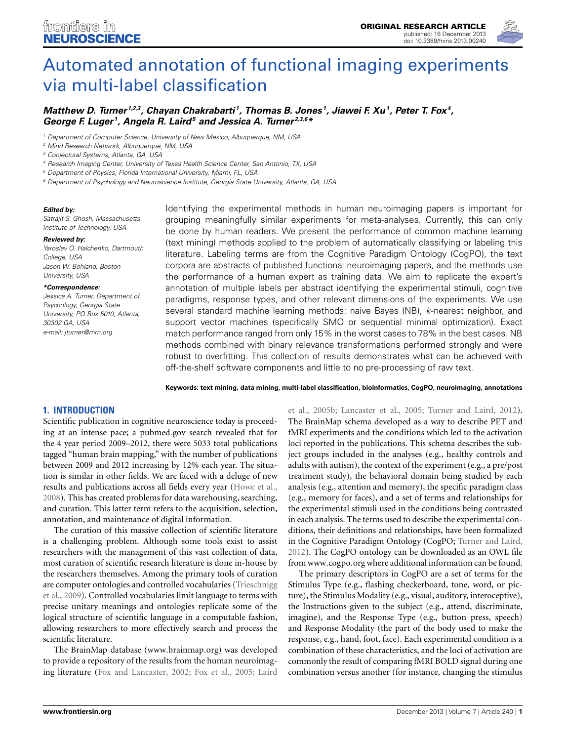ORIGINAL RESEARCH ARTICLE

published: 16 December 2013
doi: 10.3389/fnins.2013.00240

# Automated annotation of functional imaging experiments via multi-label classification

***Matthew D. Turner[1,2,3], Chayan Chakrabarti[1], Thomas B. Jones[1], Jiawei F. Xu[1], Peter T. Fox[4], George F. Luger[1], Angela R. Laird[5] and Jessica A. Turner[2,3,6]****

[1] *Department of Computer Science, University of New Mexico, Albuquerque, NM, USA*
[2] *Mind Research Network, Albuquerque, NM, USA*
[3] *Conjectural Systems, Atlanta, GA, USA*
[4] *Research Imaging Center, University of Texas Health Science Center, San Antonio, TX, USA*
[5] *Department of Physics, Florida International University, Miami, FL, USA*
[6] *Department of Psychology and Neuroscience Institute, Georgia State University, Atlanta, GA, USA*

***Edited by:***
*Satrajit S. Ghosh, Massachusetts Institute of Technology, USA*

***Reviewed by:***
*Yaroslav O. Halchenko, Dartmouth College, USA*
*Jason W. Bohland, Boston University, USA*

***\*Correspondence:***
*Jessica A. Turner, Department of Psychology, Georgia State University, PO Box 5010, Atlanta, 30302 GA, USA*
*e-mail: jturner@mrn.org*

Identifying the experimental methods in human neuroimaging papers is important for grouping meaningfully similar experiments for meta-analyses. Currently, this can only be done by human readers. We present the performance of common machine learning (text mining) methods applied to the problem of automatically classifying or labeling this literature. Labeling terms are from the Cognitive Paradigm Ontology (CogPO), the text corpora are abstracts of published functional neuroimaging papers, and the methods use the performance of a human expert as training data. We aim to replicate the expert's annotation of multiple labels per abstract identifying the experimental stimuli, cognitive paradigms, response types, and other relevant dimensions of the experiments. We use several standard machine learning methods: naive Bayes (NB), *k*-nearest neighbor, and support vector machines (specifically SMO or sequential minimal optimization). Exact match performance ranged from only 15% in the worst cases to 78% in the best cases. NB methods combined with binary relevance transformations performed strongly and were robust to overfitting. This collection of results demonstrates what can be achieved with off-the-shelf software components and little to no pre-processing of raw text.

**Keywords: text mining, data mining, multi-label classification, bioinformatics, CogPO, neuroimaging, annotations**

## 1. INTRODUCTION

Scientific publication in cognitive neuroscience today is proceeding at an intense pace; a pubmed.gov search revealed that for the 4 year period 2009–2012, there were 5033 total publications tagged "human brain mapping," with the number of publications between 2009 and 2012 increasing by 12% each year. The situation is similar in other fields. We are faced with a deluge of new results and publications across all fields every year (Howe et al., 2008). This has created problems for data warehousing, searching, and curation. This latter term refers to the acquisition, selection, annotation, and maintenance of digital information.

The curation of this massive collection of scientific literature is a challenging problem. Although some tools exist to assist researchers with the management of this vast collection of data, most curation of scientific research literature is done in-house by the researchers themselves. Among the primary tools of curation are computer ontologies and controlled vocabularies (Trieschnigg et al., 2009). Controlled vocabularies limit language to terms with precise unitary meanings and ontologies replicate some of the logical structure of scientific language in a computable fashion, allowing researchers to more effectively search and process the scientific literature.

The BrainMap database (www.brainmap.org) was developed to provide a repository of the results from the human neuroimaging literature (Fox and Lancaster, 2002; Fox et al., 2005; Laird et al., 2005b; Lancaster et al., 2005; Turner and Laird, 2012). The BrainMap schema developed as a way to describe PET and fMRI experiments and the conditions which led to the activation loci reported in the publications. This schema describes the subject groups included in the analyses (e.g., healthy controls and adults with autism), the context of the experiment (e.g., a pre/post treatment study), the behavioral domain being studied by each analysis (e.g., attention and memory), the specific paradigm class (e.g., memory for faces), and a set of terms and relationships for the experimental stimuli used in the conditions being contrasted in each analysis. The terms used to describe the experimental conditions, their definitions and relationships, have been formalized in the Cognitive Paradigm Ontology (CogPO; Turner and Laird, 2012). The CogPO ontology can be downloaded as an OWL file from www.cogpo.org where additional information can be found.

The primary descriptors in CogPO are a set of terms for the Stimulus Type (e.g., flashing checkerboard, tone, word, or picture), the Stimulus Modality (e.g., visual, auditory, interoceptive), the Instructions given to the subject (e.g., attend, discriminate, imagine), and the Response Type (e.g., button press, speech) and Response Modality (the part of the body used to make the response, e.g., hand, foot, face). Each experimental condition is a combination of these characteristics, and the loci of activation are commonly the result of comparing fMRI BOLD signal during one combination versus another (for instance, changing the stimulus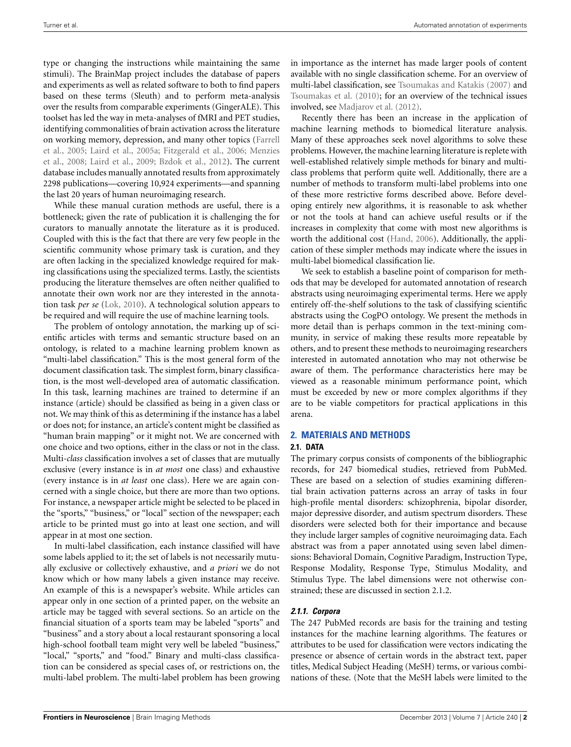type or changing the instructions while maintaining the same stimuli). The BrainMap project includes the database of papers and experiments as well as related software to both to find papers based on these terms (Sleuth) and to perform meta-analysis over the results from comparable experiments (GingerALE). This toolset has led the way in meta-analyses of fMRI and PET studies, identifying commonalities of brain activation across the literature on working memory, depression, and many other topics (Farrell et al., 2005; Laird et al., 2005a; Fitzgerald et al., 2006; Menzies et al., 2008; Laird et al., 2009; Bzdok et al., 2012). The current database includes manually annotated results from approximately 2298 publications—covering 10,924 experiments—and spanning the last 20 years of human neuroimaging research.

While these manual curation methods are useful, there is a bottleneck; given the rate of publication it is challenging the for curators to manually annotate the literature as it is produced. Coupled with this is the fact that there are very few people in the scientific community whose primary task is curation, and they are often lacking in the specialized knowledge required for making classifications using the specialized terms. Lastly, the scientists producing the literature themselves are often neither qualified to annotate their own work nor are they interested in the annotation task *per se* (Lok, 2010). A technological solution appears to be required and will require the use of machine learning tools.

The problem of ontology annotation, the marking up of scientific articles with terms and semantic structure based on an ontology, is related to a machine learning problem known as "multi-label classification." This is the most general form of the document classification task. The simplest form, binary classification, is the most well-developed area of automatic classification. In this task, learning machines are trained to determine if an instance (article) should be classified as being in a given class or not. We may think of this as determining if the instance has a label or does not; for instance, an article's content might be classified as "human brain mapping" or it might not. We are concerned with one choice and two options, either in the class or not in the class. Multi-*class* classification involves a set of classes that are mutually exclusive (every instance is in *at most* one class) and exhaustive (every instance is in *at least* one class). Here we are again concerned with a single choice, but there are more than two options. For instance, a newspaper article might be selected to be placed in the "sports," "business," or "local" section of the newspaper; each article to be printed must go into at least one section, and will appear in at most one section.

In multi-label classification, each instance classified will have some labels applied to it; the set of labels is not necessarily mutually exclusive or collectively exhaustive, and *a priori* we do not know which or how many labels a given instance may receive. An example of this is a newspaper's website. While articles can appear only in one section of a printed paper, on the website an article may be tagged with several sections. So an article on the financial situation of a sports team may be labeled "sports" and "business" and a story about a local restaurant sponsoring a local high-school football team might very well be labeled "business," "local," "sports," and "food." Binary and multi-class classification can be considered as special cases of, or restrictions on, the multi-label problem. The multi-label problem has been growing in importance as the internet has made larger pools of content available with no single classification scheme. For an overview of multi-label classification, see Tsoumakas and Katakis (2007) and Tsoumakas et al. (2010); for an overview of the technical issues involved, see Madjarov et al. (2012).

Recently there has been an increase in the application of machine learning methods to biomedical literature analysis. Many of these approaches seek novel algorithms to solve these problems. However, the machine learning literature is replete with well-established relatively simple methods for binary and multi-class problems that perform quite well. Additionally, there are a number of methods to transform multi-label problems into one of these more restrictive forms described above. Before developing entirely new algorithms, it is reasonable to ask whether or not the tools at hand can achieve useful results or if the increases in complexity that come with most new algorithms is worth the additional cost (Hand, 2006). Additionally, the application of these simpler methods may indicate where the issues in multi-label biomedical classification lie.

We seek to establish a baseline point of comparison for methods that may be developed for automated annotation of research abstracts using neuroimaging experimental terms. Here we apply entirely off-the-shelf solutions to the task of classifying scientific abstracts using the CogPO ontology. We present the methods in more detail than is perhaps common in the text-mining community, in service of making these results more repeatable by others, and to present these methods to neuroimaging researchers interested in automated annotation who may not otherwise be aware of them. The performance characteristics here may be viewed as a reasonable minimum performance point, which must be exceeded by new or more complex algorithms if they are to be viable competitors for practical applications in this arena.

## 2. MATERIALS AND METHODS

### 2.1. DATA

The primary corpus consists of components of the bibliographic records, for 247 biomedical studies, retrieved from PubMed. These are based on a selection of studies examining differential brain activation patterns across an array of tasks in four high-profile mental disorders: schizophrenia, bipolar disorder, major depressive disorder, and autism spectrum disorders. These disorders were selected both for their importance and because they include larger samples of cognitive neuroimaging data. Each abstract was from a paper annotated using seven label dimensions: Behavioral Domain, Cognitive Paradigm, Instruction Type, Response Modality, Response Type, Stimulus Modality, and Stimulus Type. The label dimensions were not otherwise constrained; these are discussed in section 2.1.2.

#### *2.1.1. Corpora*

The 247 PubMed records are basis for the training and testing instances for the machine learning algorithms. The features or attributes to be used for classification were vectors indicating the presence or absence of certain words in the abstract text, paper titles, Medical Subject Heading (MeSH) terms, or various combinations of these. (Note that the MeSH labels were limited to the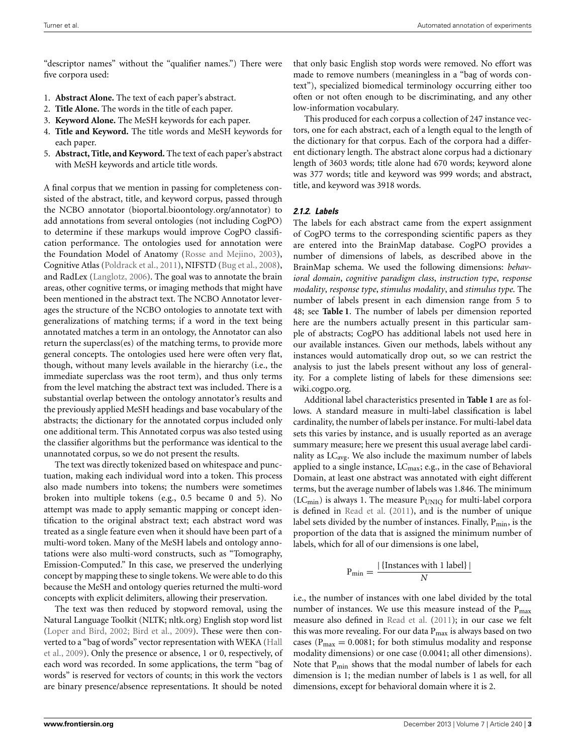"descriptor names" without the "qualifier names.") There were five corpora used:

1. **Abstract Alone.** The text of each paper's abstract.
2. **Title Alone.** The words in the title of each paper.
3. **Keyword Alone.** The MeSH keywords for each paper.
4. **Title and Keyword.** The title words and MeSH keywords for each paper.
5. **Abstract, Title, and Keyword.** The text of each paper's abstract with MeSH keywords and article title words.

A final corpus that we mention in passing for completeness consisted of the abstract, title, and keyword corpus, passed through the NCBO annotator (bioportal.bioontology.org/annotator) to add annotations from several ontologies (not including CogPO) to determine if these markups would improve CogPO classification performance. The ontologies used for annotation were the Foundation Model of Anatomy (Rosse and Mejino, 2003), Cognitive Atlas (Poldrack et al., 2011), NIFSTD (Bug et al., 2008), and RadLex (Langlotz, 2006). The goal was to annotate the brain areas, other cognitive terms, or imaging methods that might have been mentioned in the abstract text. The NCBO Annotator leverages the structure of the NCBO ontologies to annotate text with generalizations of matching terms; if a word in the text being annotated matches a term in an ontology, the Annotator can also return the superclass(es) of the matching terms, to provide more general concepts. The ontologies used here were often very flat, though, without many levels available in the hierarchy (i.e., the immediate superclass was the root term), and thus only terms from the level matching the abstract text was included. There is a substantial overlap between the ontology annotator's results and the previously applied MeSH headings and base vocabulary of the abstracts; the dictionary for the annotated corpus included only one additional term. This Annotated corpus was also tested using the classifier algorithms but the performance was identical to the unannotated corpus, so we do not present the results.

The text was directly tokenized based on whitespace and punctuation, making each individual word into a token. This process also made numbers into tokens; the numbers were sometimes broken into multiple tokens (e.g., 0.5 became 0 and 5). No attempt was made to apply semantic mapping or concept identification to the original abstract text; each abstract word was treated as a single feature even when it should have been part of a multi-word token. Many of the MeSH labels and ontology annotations were also multi-word constructs, such as "Tomography, Emission-Computed." In this case, we preserved the underlying concept by mapping these to single tokens. We were able to do this because the MeSH and ontology queries returned the multi-word concepts with explicit delimiters, allowing their preservation.

The text was then reduced by stopword removal, using the Natural Language Toolkit (NLTK; nltk.org) English stop word list (Loper and Bird, 2002; Bird et al., 2009). These were then converted to a "bag of words" vector representation with WEKA (Hall et al., 2009). Only the presence or absence, 1 or 0, respectively, of each word was recorded. In some applications, the term "bag of words" is reserved for vectors of counts; in this work the vectors are binary presence/absence representations. It should be noted that only basic English stop words were removed. No effort was made to remove numbers (meaningless in a "bag of words context"), specialized biomedical terminology occurring either too often or not often enough to be discriminating, and any other low-information vocabulary.

This produced for each corpus a collection of 247 instance vectors, one for each abstract, each of a length equal to the length of the dictionary for that corpus. Each of the corpora had a different dictionary length. The abstract alone corpus had a dictionary length of 3603 words; title alone had 670 words; keyword alone was 377 words; title and keyword was 999 words; and abstract, title, and keyword was 3918 words.

#### *2.1.2. Labels*

The labels for each abstract came from the expert assignment of CogPO terms to the corresponding scientific papers as they are entered into the BrainMap database. CogPO provides a number of dimensions of labels, as described above in the BrainMap schema. We used the following dimensions: *behavioral domain*, *cognitive paradigm class*, *instruction type*, *response modality*, *response type*, *stimulus modality*, and *stimulus type*. The number of labels present in each dimension range from 5 to 48; see **Table 1**. The number of labels per dimension reported here are the numbers actually present in this particular sample of abstracts; CogPO has additional labels not used here in our available instances. Given our methods, labels without any instances would automatically drop out, so we can restrict the analysis to just the labels present without any loss of generality. For a complete listing of labels for these dimensions see: wiki.cogpo.org.

Additional label characteristics presented in **Table 1** are as follows. A standard measure in multi-label classification is label cardinality, the number of labels per instance. For multi-label data sets this varies by instance, and is usually reported as an average summary measure; here we present this usual average label cardinality as $LC_{avg}$. We also include the maximum number of labels applied to a single instance, $LC_{max}$; e.g., in the case of Behavioral Domain, at least one abstract was annotated with eight different terms, but the average number of labels was 1.846. The minimum ($LC_{min}$) is always 1. The measure $P_{UNIQ}$ for multi-label corpora is defined in Read et al. (2011), and is the number of unique label sets divided by the number of instances. Finally, $P_{min}$, is the proportion of the data that is assigned the minimum number of labels, which for all of our dimensions is one label,

$$P_{min} = \frac{|\{\text{Instances with 1 label}\}|}{N}$$

i.e., the number of instances with one label divided by the total number of instances. We use this measure instead of the $P_{max}$ measure also defined in Read et al. (2011); in our case we felt this was more revealing. For our data $P_{max}$ is always based on two cases ($P_{max} = 0.0081$; for both stimulus modality and response modality dimensions) or one case (0.0041; all other dimensions). Note that $P_{min}$ shows that the modal number of labels for each dimension is 1; the median number of labels is 1 as well, for all dimensions, except for behavioral domain where it is 2.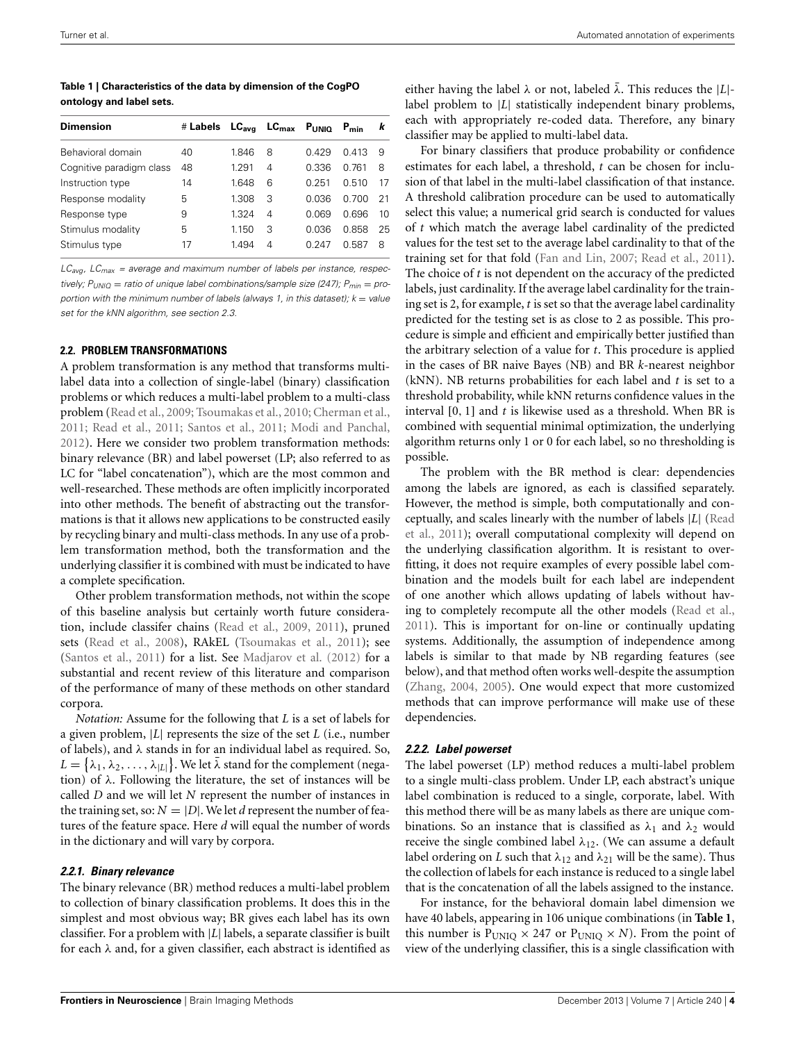**Table 1 | Characteristics of the data by dimension of the CogPO ontology and label sets.**

| Dimension | # Labels | $LC_{avg}$ | $LC_{max}$ | $P_{UNIQ}$ | $P_{min}$ | *k* |
|---|---|---|---|---|---|---|
| Behavioral domain | 40 | 1.846 | 8 | 0.429 | 0.413 | 9 |
| Cognitive paradigm class | 48 | 1.291 | 4 | 0.336 | 0.761 | 8 |
| Instruction type | 14 | 1.648 | 6 | 0.251 | 0.510 | 17 |
| Response modality | 5 | 1.308 | 3 | 0.036 | 0.700 | 21 |
| Response type | 9 | 1.324 | 4 | 0.069 | 0.696 | 10 |
| Stimulus modality | 5 | 1.150 | 3 | 0.036 | 0.858 | 25 |
| Stimulus type | 17 | 1.494 | 4 | 0.247 | 0.587 | 8 |

*$LC_{avg}$, $LC_{max}$ = average and maximum number of labels per instance, respectively; $P_{UNIQ}$ = ratio of unique label combinations/sample size (247); $P_{min}$ = proportion with the minimum number of labels (always 1, in this dataset); k = value set for the kNN algorithm, see section 2.3.*

### 2.2. PROBLEM TRANSFORMATIONS

A problem transformation is any method that transforms multi-label data into a collection of single-label (binary) classification problems or which reduces a multi-label problem to a multi-class problem (Read et al., 2009; Tsoumakas et al., 2010; Cherman et al., 2011; Read et al., 2011; Santos et al., 2011; Modi and Panchal, 2012). Here we consider two problem transformation methods: binary relevance (BR) and label powerset (LP; also referred to as LC for "label concatenation"), which are the most common and well-researched. These methods are often implicitly incorporated into other methods. The benefit of abstracting out the transformations is that it allows new applications to be constructed easily by recycling binary and multi-class methods. In any use of a problem transformation method, both the transformation and the underlying classifier it is combined with must be indicated to have a complete specification.

Other problem transformation methods, not within the scope of this baseline analysis but certainly worth future consideration, include classifer chains (Read et al., 2009, 2011), pruned sets (Read et al., 2008), RAkEL (Tsoumakas et al., 2011); see (Santos et al., 2011) for a list. See Madjarov et al. (2012) for a substantial and recent review of this literature and comparison of the performance of many of these methods on other standard corpora.

*Notation:* Assume for the following that $L$ is a set of labels for a given problem, $|L|$ represents the size of the set $L$ (i.e., number of labels), and $\lambda$ stands in for an individual label as required. So, $L = \{\lambda_1, \lambda_2, \ldots, \lambda_{|L|}\}$. We let $\bar{\lambda}$ stand for the complement (negation) of $\lambda$. Following the literature, the set of instances will be called $D$ and we will let $N$ represent the number of instances in the training set, so: $N = |D|$. We let $d$ represent the number of features of the feature space. Here $d$ will equal the number of words in the dictionary and will vary by corpora.

#### *2.2.1. Binary relevance*

The binary relevance (BR) method reduces a multi-label problem to collection of binary classification problems. It does this in the simplest and most obvious way; BR gives each label has its own classifier. For a problem with $|L|$ labels, a separate classifier is built for each $\lambda$ and, for a given classifier, each abstract is identified as either having the label $\lambda$ or not, labeled $\bar{\lambda}$. This reduces the $|L|$-label problem to $|L|$ statistically independent binary problems, each with appropriately re-coded data. Therefore, any binary classifier may be applied to multi-label data.

For binary classifiers that produce probability or confidence estimates for each label, a threshold, $t$ can be chosen for inclusion of that label in the multi-label classification of that instance. A threshold calibration procedure can be used to automatically select this value; a numerical grid search is conducted for values of $t$ which match the average label cardinality of the predicted values for the test set to the average label cardinality to that of the training set for that fold (Fan and Lin, 2007; Read et al., 2011). The choice of $t$ is not dependent on the accuracy of the predicted labels, just cardinality. If the average label cardinality for the training set is 2, for example, $t$ is set so that the average label cardinality predicted for the testing set is as close to 2 as possible. This procedure is simple and efficient and empirically better justified than the arbitrary selection of a value for $t$. This procedure is applied in the cases of BR naive Bayes (NB) and BR $k$-nearest neighbor (kNN). NB returns probabilities for each label and $t$ is set to a threshold probability, while kNN returns confidence values in the interval [0, 1] and $t$ is likewise used as a threshold. When BR is combined with sequential minimal optimization, the underlying algorithm returns only 1 or 0 for each label, so no thresholding is possible.

The problem with the BR method is clear: dependencies among the labels are ignored, as each is classified separately. However, the method is simple, both computationally and conceptually, and scales linearly with the number of labels $|L|$ (Read et al., 2011); overall computational complexity will depend on the underlying classification algorithm. It is resistant to overfitting, it does not require examples of every possible label combination and the models built for each label are independent of one another which allows updating of labels without having to completely recompute all the other models (Read et al., 2011). This is important for on-line or continually updating systems. Additionally, the assumption of independence among labels is similar to that made by NB regarding features (see below), and that method often works well-despite the assumption (Zhang, 2004, 2005). One would expect that more customized methods that can improve performance will make use of these dependencies.

#### *2.2.2. Label powerset*

The label powerset (LP) method reduces a multi-label problem to a single multi-class problem. Under LP, each abstract's unique label combination is reduced to a single, corporate, label. With this method there will be as many labels as there are unique combinations. So an instance that is classified as $\lambda_1$ and $\lambda_2$ would receive the single combined label $\lambda_{12}$. (We can assume a default label ordering on $L$ such that $\lambda_{12}$ and $\lambda_{21}$ will be the same). Thus the collection of labels for each instance is reduced to a single label that is the concatenation of all the labels assigned to the instance.

For instance, for the behavioral domain label dimension we have 40 labels, appearing in 106 unique combinations (in **Table 1**, this number is $P_{UNIQ} \times 247$ or $P_{UNIQ} \times N$). From the point of view of the underlying classifier, this is a single classification with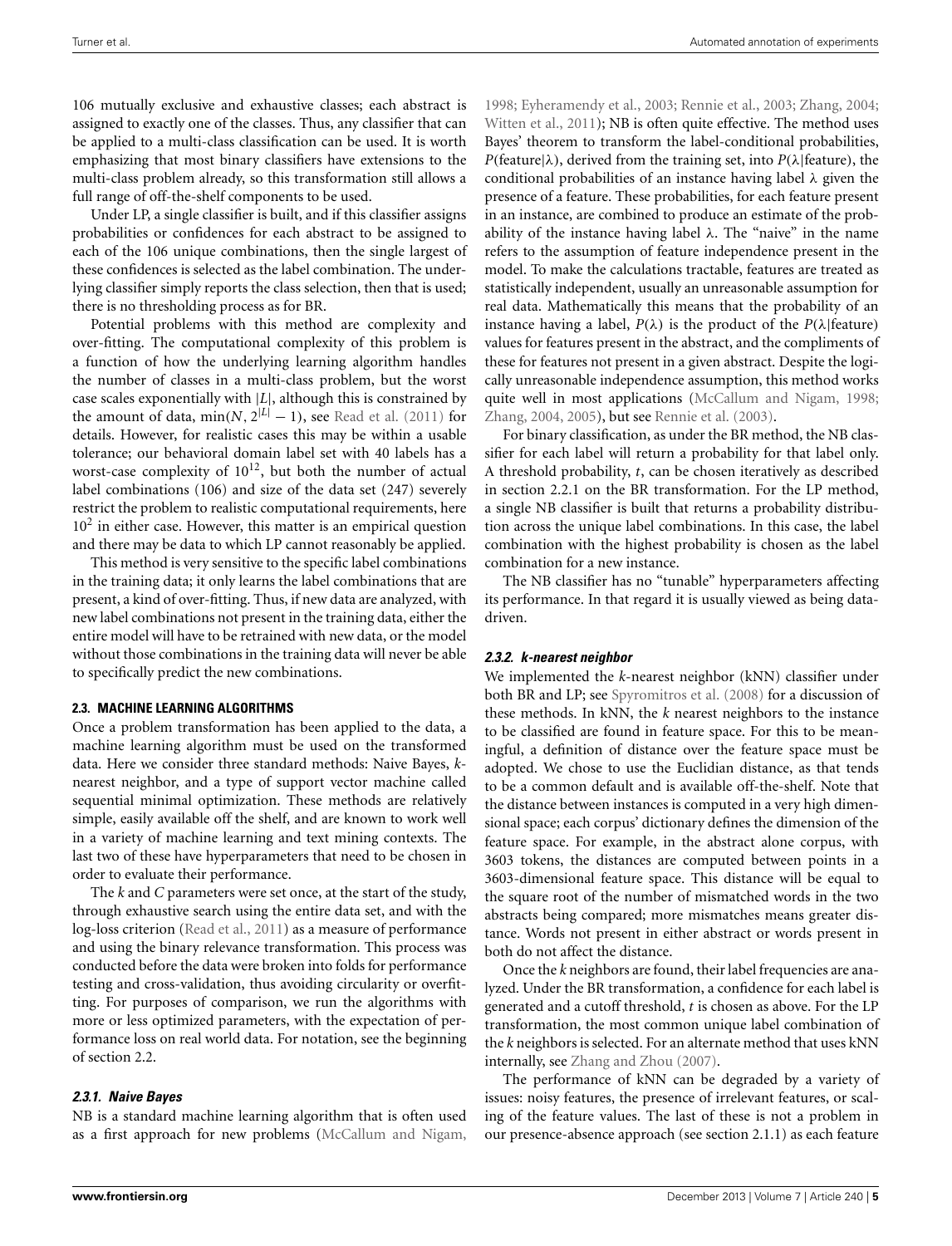106 mutually exclusive and exhaustive classes; each abstract is assigned to exactly one of the classes. Thus, any classifier that can be applied to a multi-class classification can be used. It is worth emphasizing that most binary classifiers have extensions to the multi-class problem already, so this transformation still allows a full range of off-the-shelf components to be used.

Under LP, a single classifier is built, and if this classifier assigns probabilities or confidences for each abstract to be assigned to each of the 106 unique combinations, then the single largest of these confidences is selected as the label combination. The underlying classifier simply reports the class selection, then that is used; there is no thresholding process as for BR.

Potential problems with this method are complexity and over-fitting. The computational complexity of this problem is a function of how the underlying learning algorithm handles the number of classes in a multi-class problem, but the worst case scales exponentially with $|L|$, although this is constrained by the amount of data, $\min(N, 2^{|L|} - 1)$, see Read et al. (2011) for details. However, for realistic cases this may be within a usable tolerance; our behavioral domain label set with 40 labels has a worst-case complexity of $10^{12}$, but both the number of actual label combinations (106) and size of the data set (247) severely restrict the problem to realistic computational requirements, here $10^2$ in either case. However, this matter is an empirical question and there may be data to which LP cannot reasonably be applied.

This method is very sensitive to the specific label combinations in the training data; it only learns the label combinations that are present, a kind of over-fitting. Thus, if new data are analyzed, with new label combinations not present in the training data, either the entire model will have to be retrained with new data, or the model without those combinations in the training data will never be able to specifically predict the new combinations.

### 2.3. MACHINE LEARNING ALGORITHMS

Once a problem transformation has been applied to the data, a machine learning algorithm must be used on the transformed data. Here we consider three standard methods: Naive Bayes, $k$-nearest neighbor, and a type of support vector machine called sequential minimal optimization. These methods are relatively simple, easily available off the shelf, and are known to work well in a variety of machine learning and text mining contexts. The last two of these have hyperparameters that need to be chosen in order to evaluate their performance.

The $k$ and $C$ parameters were set once, at the start of the study, through exhaustive search using the entire data set, and with the log-loss criterion (Read et al., 2011) as a measure of performance and using the binary relevance transformation. This process was conducted before the data were broken into folds for performance testing and cross-validation, thus avoiding circularity or overfitting. For purposes of comparison, we run the algorithms with more or less optimized parameters, with the expectation of performance loss on real world data. For notation, see the beginning of section 2.2.

#### 2.3.1. Naive Bayes

NB is a standard machine learning algorithm that is often used as a first approach for new problems (McCallum and Nigam, 1998; Eyheramendy et al., 2003; Rennie et al., 2003; Zhang, 2004; Witten et al., 2011); NB is often quite effective. The method uses Bayes' theorem to transform the label-conditional probabilities, $P(\text{feature}|\lambda)$, derived from the training set, into $P(\lambda|\text{feature})$, the conditional probabilities of an instance having label $\lambda$ given the presence of a feature. These probabilities, for each feature present in an instance, are combined to produce an estimate of the probability of the instance having label $\lambda$. The "naive" in the name refers to the assumption of feature independence present in the model. To make the calculations tractable, features are treated as statistically independent, usually an unreasonable assumption for real data. Mathematically this means that the probability of an instance having a label, $P(\lambda)$ is the product of the $P(\lambda|\text{feature})$ values for features present in the abstract, and the compliments of these for features not present in a given abstract. Despite the logically unreasonable independence assumption, this method works quite well in most applications (McCallum and Nigam, 1998; Zhang, 2004, 2005), but see Rennie et al. (2003).

For binary classification, as under the BR method, the NB classifier for each label will return a probability for that label only. A threshold probability, $t$, can be chosen iteratively as described in section 2.2.1 on the BR transformation. For the LP method, a single NB classifier is built that returns a probability distribution across the unique label combinations. In this case, the label combination with the highest probability is chosen as the label combination for a new instance.

The NB classifier has no "tunable" hyperparameters affecting its performance. In that regard it is usually viewed as being data-driven.

#### 2.3.2. k-nearest neighbor

We implemented the $k$-nearest neighbor (kNN) classifier under both BR and LP; see Spyromitros et al. (2008) for a discussion of these methods. In kNN, the $k$ nearest neighbors to the instance to be classified are found in feature space. For this to be meaningful, a definition of distance over the feature space must be adopted. We chose to use the Euclidian distance, as that tends to be a common default and is available off-the-shelf. Note that the distance between instances is computed in a very high dimensional space; each corpus' dictionary defines the dimension of the feature space. For example, in the abstract alone corpus, with 3603 tokens, the distances are computed between points in a 3603-dimensional feature space. This distance will be equal to the square root of the number of mismatched words in the two abstracts being compared; more mismatches means greater distance. Words not present in either abstract or words present in both do not affect the distance.

Once the $k$ neighbors are found, their label frequencies are analyzed. Under the BR transformation, a confidence for each label is generated and a cutoff threshold, $t$ is chosen as above. For the LP transformation, the most common unique label combination of the $k$ neighbors is selected. For an alternate method that uses kNN internally, see Zhang and Zhou (2007).

The performance of kNN can be degraded by a variety of issues: noisy features, the presence of irrelevant features, or scaling of the feature values. The last of these is not a problem in our presence-absence approach (see section 2.1.1) as each feature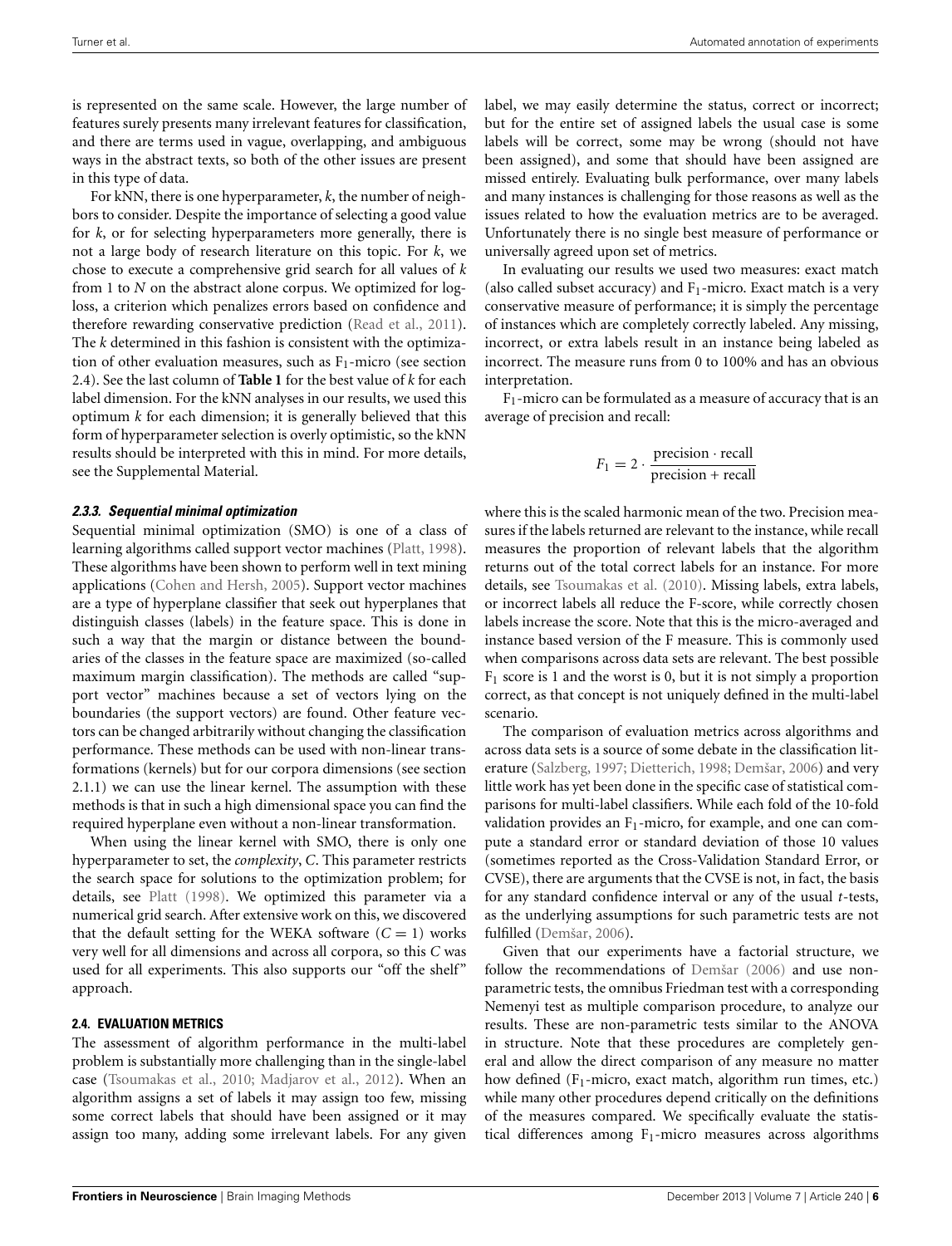is represented on the same scale. However, the large number of features surely presents many irrelevant features for classification, and there are terms used in vague, overlapping, and ambiguous ways in the abstract texts, so both of the other issues are present in this type of data.

For kNN, there is one hyperparameter, *k*, the number of neighbors to consider. Despite the importance of selecting a good value for *k*, or for selecting hyperparameters more generally, there is not a large body of research literature on this topic. For *k*, we chose to execute a comprehensive grid search for all values of *k* from 1 to *N* on the abstract alone corpus. We optimized for log-loss, a criterion which penalizes errors based on confidence and therefore rewarding conservative prediction (Read et al., 2011). The *k* determined in this fashion is consistent with the optimization of other evaluation measures, such as $F_1$-micro (see section 2.4). See the last column of **Table 1** for the best value of *k* for each label dimension. For the kNN analyses in our results, we used this optimum *k* for each dimension; it is generally believed that this form of hyperparameter selection is overly optimistic, so the kNN results should be interpreted with this in mind. For more details, see the Supplemental Material.

#### *2.3.3. Sequential minimal optimization*

Sequential minimal optimization (SMO) is one of a class of learning algorithms called support vector machines (Platt, 1998). These algorithms have been shown to perform well in text mining applications (Cohen and Hersh, 2005). Support vector machines are a type of hyperplane classifier that seek out hyperplanes that distinguish classes (labels) in the feature space. This is done in such a way that the margin or distance between the boundaries of the classes in the feature space are maximized (so-called maximum margin classification). The methods are called "support vector" machines because a set of vectors lying on the boundaries (the support vectors) are found. Other feature vectors can be changed arbitrarily without changing the classification performance. These methods can be used with non-linear transformations (kernels) but for our corpora dimensions (see section 2.1.1) we can use the linear kernel. The assumption with these methods is that in such a high dimensional space you can find the required hyperplane even without a non-linear transformation.

When using the linear kernel with SMO, there is only one hyperparameter to set, the *complexity*, *C*. This parameter restricts the search space for solutions to the optimization problem; for details, see Platt (1998). We optimized this parameter via a numerical grid search. After extensive work on this, we discovered that the default setting for the WEKA software ($C = 1$) works very well for all dimensions and across all corpora, so this *C* was used for all experiments. This also supports our "off the shelf" approach.

### 2.4. EVALUATION METRICS

The assessment of algorithm performance in the multi-label problem is substantially more challenging than in the single-label case (Tsoumakas et al., 2010; Madjarov et al., 2012). When an algorithm assigns a set of labels it may assign too few, missing some correct labels that should have been assigned or it may assign too many, adding some irrelevant labels. For any given label, we may easily determine the status, correct or incorrect; but for the entire set of assigned labels the usual case is some labels will be correct, some may be wrong (should not have been assigned), and some that should have been assigned are missed entirely. Evaluating bulk performance, over many labels and many instances is challenging for those reasons as well as the issues related to how the evaluation metrics are to be averaged. Unfortunately there is no single best measure of performance or universally agreed upon set of metrics.

In evaluating our results we used two measures: exact match (also called subset accuracy) and $F_1$-micro. Exact match is a very conservative measure of performance; it is simply the percentage of instances which are completely correctly labeled. Any missing, incorrect, or extra labels result in an instance being labeled as incorrect. The measure runs from 0 to 100% and has an obvious interpretation.

$F_1$-micro can be formulated as a measure of accuracy that is an average of precision and recall:

$$F_1 = 2 \cdot \frac{\text{precision} \cdot \text{recall}}{\text{precision} + \text{recall}}$$

where this is the scaled harmonic mean of the two. Precision measures if the labels returned are relevant to the instance, while recall measures the proportion of relevant labels that the algorithm returns out of the total correct labels for an instance. For more details, see Tsoumakas et al. (2010). Missing labels, extra labels, or incorrect labels all reduce the F-score, while correctly chosen labels increase the score. Note that this is the micro-averaged and instance based version of the F measure. This is commonly used when comparisons across data sets are relevant. The best possible $F_1$ score is 1 and the worst is 0, but it is not simply a proportion correct, as that concept is not uniquely defined in the multi-label scenario.

The comparison of evaluation metrics across algorithms and across data sets is a source of some debate in the classification literature (Salzberg, 1997; Dietterich, 1998; Demšar, 2006) and very little work has yet been done in the specific case of statistical comparisons for multi-label classifiers. While each fold of the 10-fold validation provides an $F_1$-micro, for example, and one can compute a standard error or standard deviation of those 10 values (sometimes reported as the Cross-Validation Standard Error, or CVSE), there are arguments that the CVSE is not, in fact, the basis for any standard confidence interval or any of the usual *t*-tests, as the underlying assumptions for such parametric tests are not fulfilled (Demšar, 2006).

Given that our experiments have a factorial structure, we follow the recommendations of Demšar (2006) and use non-parametric tests, the omnibus Friedman test with a corresponding Nemenyi test as multiple comparison procedure, to analyze our results. These are non-parametric tests similar to the ANOVA in structure. Note that these procedures are completely general and allow the direct comparison of any measure no matter how defined ($F_1$-micro, exact match, algorithm run times, etc.) while many other procedures depend critically on the definitions of the measures compared. We specifically evaluate the statistical differences among $F_1$-micro measures across algorithms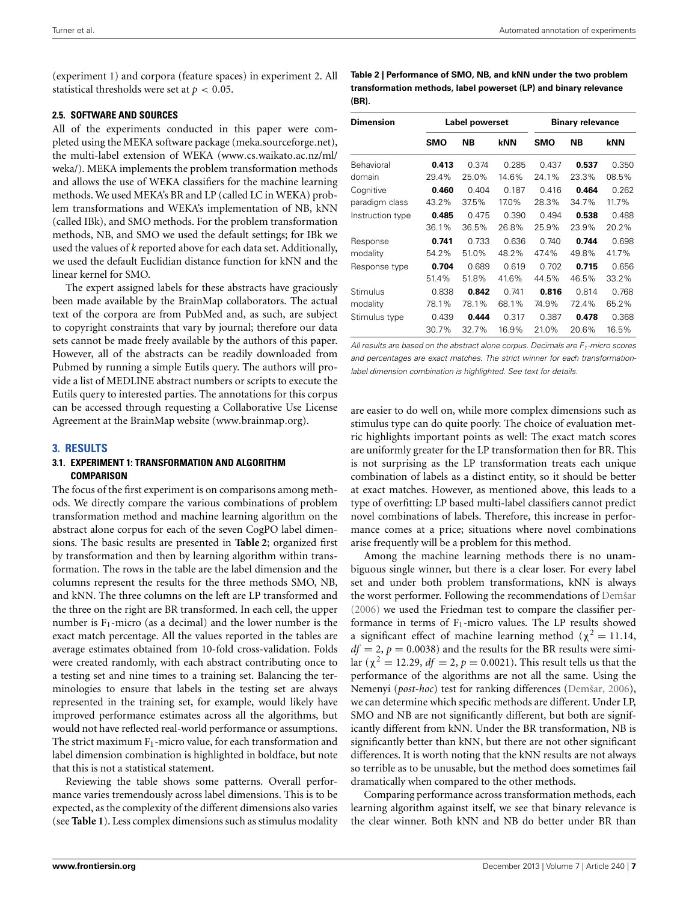(experiment 1) and corpora (feature spaces) in experiment 2. All statistical thresholds were set at $p < 0.05$.

### 2.5. SOFTWARE AND SOURCES

All of the experiments conducted in this paper were completed using the MEKA software package (meka.sourceforge.net), the multi-label extension of WEKA (www.cs.waikato.ac.nz/ml/weka/). MEKA implements the problem transformation methods and allows the use of WEKA classifiers for the machine learning methods. We used MEKA's BR and LP (called LC in WEKA) problem transformations and WEKA's implementation of NB, kNN (called IBk), and SMO methods. For the problem transformation methods, NB, and SMO we used the default settings; for IBk we used the values of *k* reported above for each data set. Additionally, we used the default Euclidian distance function for kNN and the linear kernel for SMO.

The expert assigned labels for these abstracts have graciously been made available by the BrainMap collaborators. The actual text of the corpora are from PubMed and, as such, are subject to copyright constraints that vary by journal; therefore our data sets cannot be made freely available by the authors of this paper. However, all of the abstracts can be readily downloaded from Pubmed by running a simple Eutils query. The authors will provide a list of MEDLINE abstract numbers or scripts to execute the Eutils query to interested parties. The annotations for this corpus can be accessed through requesting a Collaborative Use License Agreement at the BrainMap website (www.brainmap.org).

## 3. RESULTS

### 3.1. EXPERIMENT 1: TRANSFORMATION AND ALGORITHM COMPARISON

The focus of the first experiment is on comparisons among methods. We directly compare the various combinations of problem transformation method and machine learning algorithm on the abstract alone corpus for each of the seven CogPO label dimensions. The basic results are presented in **Table 2**; organized first by transformation and then by learning algorithm within transformation. The rows in the table are the label dimension and the columns represent the results for the three methods SMO, NB, and kNN. The three columns on the left are LP transformed and the three on the right are BR transformed. In each cell, the upper number is $F_1$-micro (as a decimal) and the lower number is the exact match percentage. All the values reported in the tables are average estimates obtained from 10-fold cross-validation. Folds were created randomly, with each abstract contributing once to a testing set and nine times to a training set. Balancing the terminologies to ensure that labels in the testing set are always represented in the training set, for example, would likely have improved performance estimates across all the algorithms, but would not have reflected real-world performance or assumptions. The strict maximum $F_1$-micro value, for each transformation and label dimension combination is highlighted in boldface, but note that this is not a statistical statement.

Reviewing the table shows some patterns. Overall performance varies tremendously across label dimensions. This is to be expected, as the complexity of the different dimensions also varies (see **Table 1**). Less complex dimensions such as stimulus modality are easier to do well on, while more complex dimensions such as stimulus type can do quite poorly. The choice of evaluation metric highlights important points as well: The exact match scores are uniformly greater for the LP transformation then for BR. This is not surprising as the LP transformation treats each unique combination of labels as a distinct entity, so it should be better at exact matches. However, as mentioned above, this leads to a type of overfitting: LP based multi-label classifiers cannot predict novel combinations of labels. Therefore, this increase in performance comes at a price; situations where novel combinations arise frequently will be a problem for this method.

**Table 2 | Performance of SMO, NB, and kNN under the two problem transformation methods, label powerset (LP) and binary relevance (BR).**

| Dimension | Label powerset | | | Binary relevance | | |
|---|---|---|---|---|---|---|
| | **SMO** | **NB** | **kNN** | **SMO** | **NB** | **kNN** |
| Behavioral domain | **0.413**<br>29.4% | 0.374<br>25.0% | 0.285<br>14.6% | 0.437<br>24.1% | **0.537**<br>23.3% | 0.350<br>08.5% |
| Cognitive paradigm class | **0.460**<br>43.2% | 0.404<br>37.5% | 0.187<br>17.0% | 0.416<br>28.3% | **0.464**<br>34.7% | 0.262<br>11.7% |
| Instruction type | **0.485**<br>36.1% | 0.475<br>36.5% | 0.390<br>26.8% | 0.494<br>25.9% | **0.538**<br>23.9% | 0.488<br>20.2% |
| Response modality | **0.741**<br>54.2% | 0.733<br>51.0% | 0.636<br>48.2% | 0.740<br>47.4% | **0.744**<br>49.8% | 0.698<br>41.7% |
| Response type | **0.704**<br>51.4% | 0.689<br>51.8% | 0.619<br>41.6% | 0.702<br>44.5% | **0.715**<br>46.5% | 0.656<br>33.2% |
| Stimulus modality | 0.838<br>78.1% | **0.842**<br>78.1% | 0.741<br>68.1% | **0.816**<br>74.9% | 0.814<br>72.4% | 0.768<br>65.2% |
| Stimulus type | 0.439<br>30.7% | **0.444**<br>32.7% | 0.317<br>16.9% | 0.387<br>21.0% | **0.478**<br>20.6% | 0.368<br>16.5% |

*All results are based on the abstract alone corpus. Decimals are $F_1$-micro scores and percentages are exact matches. The strict winner for each transformation-label dimension combination is highlighted. See text for details.*

Among the machine learning methods there is no unambiguous single winner, but there is a clear loser. For every label set and under both problem transformations, kNN is always the worst performer. Following the recommendations of Demšar (2006) we used the Friedman test to compare the classifier performance in terms of $F_1$-micro values. The LP results showed a significant effect of machine learning method ($\chi^2 = 11.14$, $df = 2$, $p = 0.0038$) and the results for the BR results were similar ($\chi^2 = 12.29$, $df = 2$, $p = 0.0021$). This result tells us that the performance of the algorithms are not all the same. Using the Nemenyi (*post-hoc*) test for ranking differences (Demšar, 2006), we can determine which specific methods are different. Under LP, SMO and NB are not significantly different, but both are significantly different from kNN. Under the BR transformation, NB is significantly better than kNN, but there are not other significant differences. It is worth noting that the kNN results are not always so terrible as to be unusable, but the method does sometimes fail dramatically when compared to the other methods.

Comparing performance across transformation methods, each learning algorithm against itself, we see that binary relevance is the clear winner. Both kNN and NB do better under BR than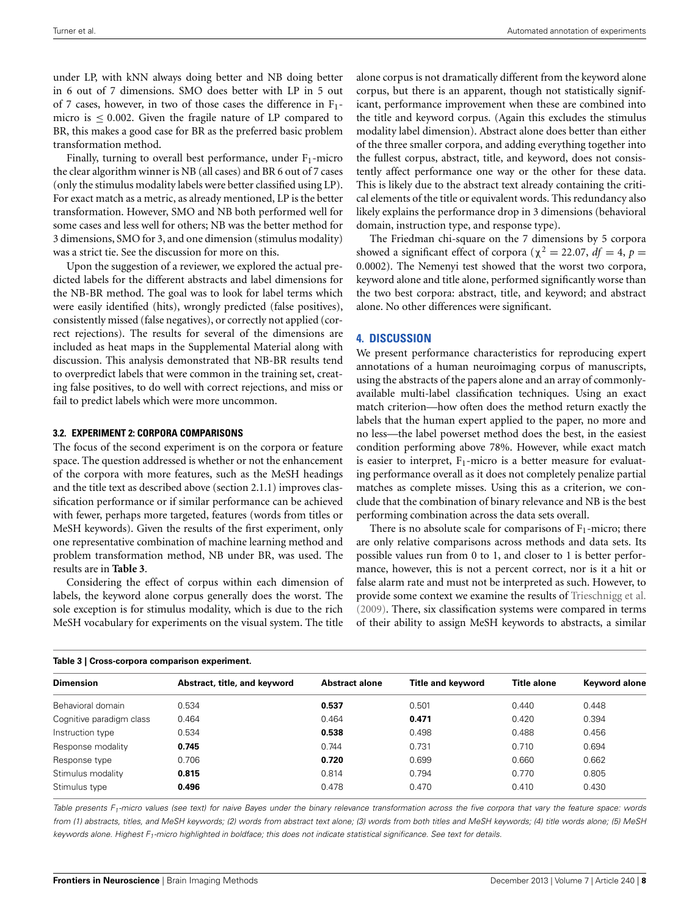under LP, with kNN always doing better and NB doing better in 6 out of 7 dimensions. SMO does better with LP in 5 out of 7 cases, however, in two of those cases the difference in $F_1$-micro is $\leq 0.002$. Given the fragile nature of LP compared to BR, this makes a good case for BR as the preferred basic problem transformation method.

Finally, turning to overall best performance, under $F_1$-micro the clear algorithm winner is NB (all cases) and BR 6 out of 7 cases (only the stimulus modality labels were better classified using LP). For exact match as a metric, as already mentioned, LP is the better transformation. However, SMO and NB both performed well for some cases and less well for others; NB was the better method for 3 dimensions, SMO for 3, and one dimension (stimulus modality) was a strict tie. See the discussion for more on this.

Upon the suggestion of a reviewer, we explored the actual predicted labels for the different abstracts and label dimensions for the NB-BR method. The goal was to look for label terms which were easily identified (hits), wrongly predicted (false positives), consistently missed (false negatives), or correctly not applied (correct rejections). The results for several of the dimensions are included as heat maps in the Supplemental Material along with discussion. This analysis demonstrated that NB-BR results tend to overpredict labels that were common in the training set, creating false positives, to do well with correct rejections, and miss or fail to predict labels which were more uncommon.

### 3.2. EXPERIMENT 2: CORPORA COMPARISONS

The focus of the second experiment is on the corpora or feature space. The question addressed is whether or not the enhancement of the corpora with more features, such as the MeSH headings and the title text as described above (section 2.1.1) improves classification performance or if similar performance can be achieved with fewer, perhaps more targeted, features (words from titles or MeSH keywords). Given the results of the first experiment, only one representative combination of machine learning method and problem transformation method, NB under BR, was used. The results are in **Table 3**.

Considering the effect of corpus within each dimension of labels, the keyword alone corpus generally does the worst. The sole exception is for stimulus modality, which is due to the rich MeSH vocabulary for experiments on the visual system. The title alone corpus is not dramatically different from the keyword alone corpus, but there is an apparent, though not statistically significant, performance improvement when these are combined into the title and keyword corpus. (Again this excludes the stimulus modality label dimension). Abstract alone does better than either of the three smaller corpora, and adding everything together into the fullest corpus, abstract, title, and keyword, does not consistently affect performance one way or the other for these data. This is likely due to the abstract text already containing the critical elements of the title or equivalent words. This redundancy also likely explains the performance drop in 3 dimensions (behavioral domain, instruction type, and response type).

The Friedman chi-square on the 7 dimensions by 5 corpora showed a significant effect of corpora ($\chi^2 = 22.07$, $df = 4$, $p = 0.0002$). The Nemenyi test showed that the worst two corpora, keyword alone and title alone, performed significantly worse than the two best corpora: abstract, title, and keyword; and abstract alone. No other differences were significant.

## 4. DISCUSSION

We present performance characteristics for reproducing expert annotations of a human neuroimaging corpus of manuscripts, using the abstracts of the papers alone and an array of commonly-available multi-label classification techniques. Using an exact match criterion—how often does the method return exactly the labels that the human expert applied to the paper, no more and no less—the label powerset method does the best, in the easiest condition performing above 78%. However, while exact match is easier to interpret, $F_1$-micro is a better measure for evaluating performance overall as it does not completely penalize partial matches as complete misses. Using this as a criterion, we conclude that the combination of binary relevance and NB is the best performing combination across the data sets overall.

There is no absolute scale for comparisons of $F_1$-micro; there are only relative comparisons across methods and data sets. Its possible values run from 0 to 1, and closer to 1 is better performance, however, this is not a percent correct, nor is it a hit or false alarm rate and must not be interpreted as such. However, to provide some context we examine the results of Trieschnigg et al. (2009). There, six classification systems were compared in terms of their ability to assign MeSH keywords to abstracts, a similar

**Table 3 | Cross-corpora comparison experiment.**

| Dimension | Abstract, title, and keyword | Abstract alone | Title and keyword | Title alone | Keyword alone |
|---|---|---|---|---|---|
| Behavioral domain | 0.534 | **0.537** | 0.501 | 0.440 | 0.448 |
| Cognitive paradigm class | 0.464 | 0.464 | **0.471** | 0.420 | 0.394 |
| Instruction type | 0.534 | **0.538** | 0.498 | 0.488 | 0.456 |
| Response modality | **0.745** | 0.744 | 0.731 | 0.710 | 0.694 |
| Response type | 0.706 | **0.720** | 0.699 | 0.660 | 0.662 |
| Stimulus modality | **0.815** | 0.814 | 0.794 | 0.770 | 0.805 |
| Stimulus type | **0.496** | 0.478 | 0.470 | 0.410 | 0.430 |

*Table presents $F_1$-micro values (see text) for naive Bayes under the binary relevance transformation across the five corpora that vary the feature space: words from (1) abstracts, titles, and MeSH keywords; (2) words from abstract text alone; (3) words from both titles and MeSH keywords; (4) title words alone; (5) MeSH keywords alone. Highest $F_1$-micro highlighted in boldface; this does not indicate statistical significance. See text for details.*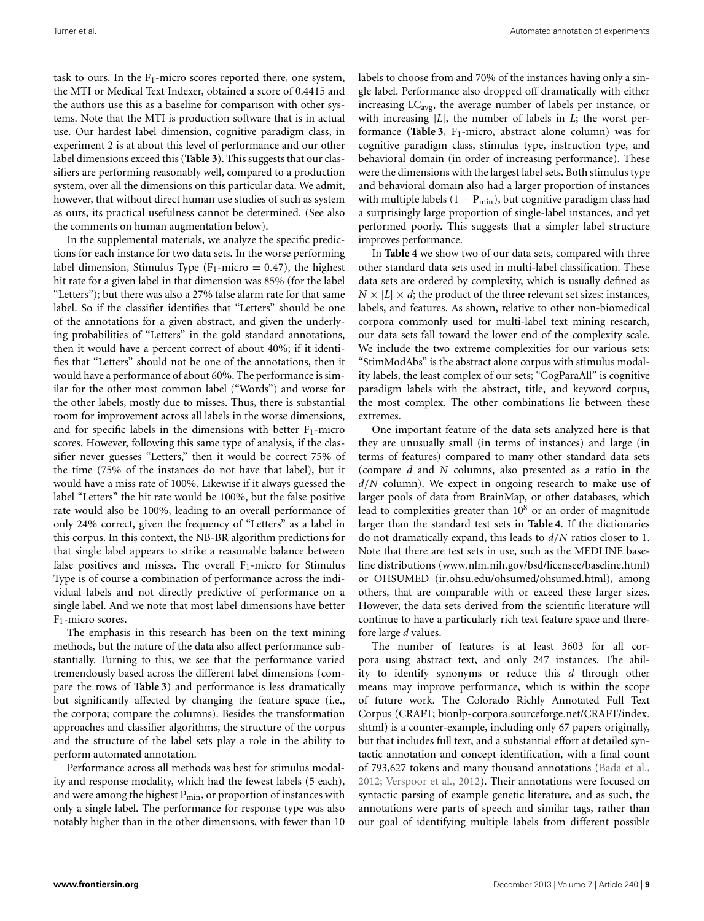task to ours. In the $F_1$-micro scores reported there, one system, the MTI or Medical Text Indexer, obtained a score of 0.4415 and the authors use this as a baseline for comparison with other systems. Note that the MTI is production software that is in actual use. Our hardest label dimension, cognitive paradigm class, in experiment 2 is at about this level of performance and our other label dimensions exceed this (**Table 3**). This suggests that our classifiers are performing reasonably well, compared to a production system, over all the dimensions on this particular data. We admit, however, that without direct human use studies of such as system as ours, its practical usefulness cannot be determined. (See also the comments on human augmentation below).

In the supplemental materials, we analyze the specific predictions for each instance for two data sets. In the worse performing label dimension, Stimulus Type ($F_1$-micro = 0.47), the highest hit rate for a given label in that dimension was 85% (for the label "Letters"); but there was also a 27% false alarm rate for that same label. So if the classifier identifies that "Letters" should be one of the annotations for a given abstract, and given the underlying probabilities of "Letters" in the gold standard annotations, then it would have a percent correct of about 40%; if it identifies that "Letters" should not be one of the annotations, then it would have a performance of about 60%. The performance is similar for the other most common label ("Words") and worse for the other labels, mostly due to misses. Thus, there is substantial room for improvement across all labels in the worse dimensions, and for specific labels in the dimensions with better $F_1$-micro scores. However, following this same type of analysis, if the classifier never guesses "Letters," then it would be correct 75% of the time (75% of the instances do not have that label), but it would have a miss rate of 100%. Likewise if it always guessed the label "Letters" the hit rate would be 100%, but the false positive rate would also be 100%, leading to an overall performance of only 24% correct, given the frequency of "Letters" as a label in this corpus. In this context, the NB-BR algorithm predictions for that single label appears to strike a reasonable balance between false positives and misses. The overall $F_1$-micro for Stimulus Type is of course a combination of performance across the individual labels and not directly predictive of performance on a single label. And we note that most label dimensions have better $F_1$-micro scores.

The emphasis in this research has been on the text mining methods, but the nature of the data also affect performance substantially. Turning to this, we see that the performance varied tremendously based across the different label dimensions (compare the rows of **Table 3**) and performance is less dramatically but significantly affected by changing the feature space (i.e., the corpora; compare the columns). Besides the transformation approaches and classifier algorithms, the structure of the corpus and the structure of the label sets play a role in the ability to perform automated annotation.

Performance across all methods was best for stimulus modality and response modality, which had the fewest labels (5 each), and were among the highest $P_{min}$, or proportion of instances with only a single label. The performance for response type was also notably higher than in the other dimensions, with fewer than 10 labels to choose from and 70% of the instances having only a single label. Performance also dropped off dramatically with either increasing $LC_{avg}$, the average number of labels per instance, or with increasing $|L|$, the number of labels in $L$; the worst performance (**Table 3**, $F_1$-micro, abstract alone column) was for cognitive paradigm class, stimulus type, instruction type, and behavioral domain (in order of increasing performance). These were the dimensions with the largest label sets. Both stimulus type and behavioral domain also had a larger proportion of instances with multiple labels ($1 - P_{min}$), but cognitive paradigm class had a surprisingly large proportion of single-label instances, and yet performed poorly. This suggests that a simpler label structure improves performance.

In **Table 4** we show two of our data sets, compared with three other standard data sets used in multi-label classification. These data sets are ordered by complexity, which is usually defined as $N \times |L| \times d$; the product of the three relevant set sizes: instances, labels, and features. As shown, relative to other non-biomedical corpora commonly used for multi-label text mining research, our data sets fall toward the lower end of the complexity scale. We include the two extreme complexities for our various sets: "StimModAbs" is the abstract alone corpus with stimulus modality labels, the least complex of our sets; "CogParaAll" is cognitive paradigm labels with the abstract, title, and keyword corpus, the most complex. The other combinations lie between these extremes.

One important feature of the data sets analyzed here is that they are unusually small (in terms of instances) and large (in terms of features) compared to many other standard data sets (compare $d$ and $N$ columns, also presented as a ratio in the $d/N$ column). We expect in ongoing research to make use of larger pools of data from BrainMap, or other databases, which lead to complexities greater than $10^8$ or an order of magnitude larger than the standard test sets in **Table 4**. If the dictionaries do not dramatically expand, this leads to $d/N$ ratios closer to 1. Note that there are test sets in use, such as the MEDLINE baseline distributions (www.nlm.nih.gov/bsd/licensee/baseline.html) or OHSUMED (ir.ohsu.edu/ohsumed/ohsumed.html), among others, that are comparable with or exceed these larger sizes. However, the data sets derived from the scientific literature will continue to have a particularly rich text feature space and therefore large $d$ values.

The number of features is at least 3603 for all corpora using abstract text, and only 247 instances. The ability to identify synonyms or reduce this $d$ through other means may improve performance, which is within the scope of future work. The Colorado Richly Annotated Full Text Corpus (CRAFT; bionlp-corpora.sourceforge.net/CRAFT/index.shtml) is a counter-example, including only 67 papers originally, but that includes full text, and a substantial effort at detailed syntactic annotation and concept identification, with a final count of 793,627 tokens and many thousand annotations (Bada et al., 2012; Verspoor et al., 2012). Their annotations were focused on syntactic parsing of example genetic literature, and as such, the annotations were parts of speech and similar tags, rather than our goal of identifying multiple labels from different possible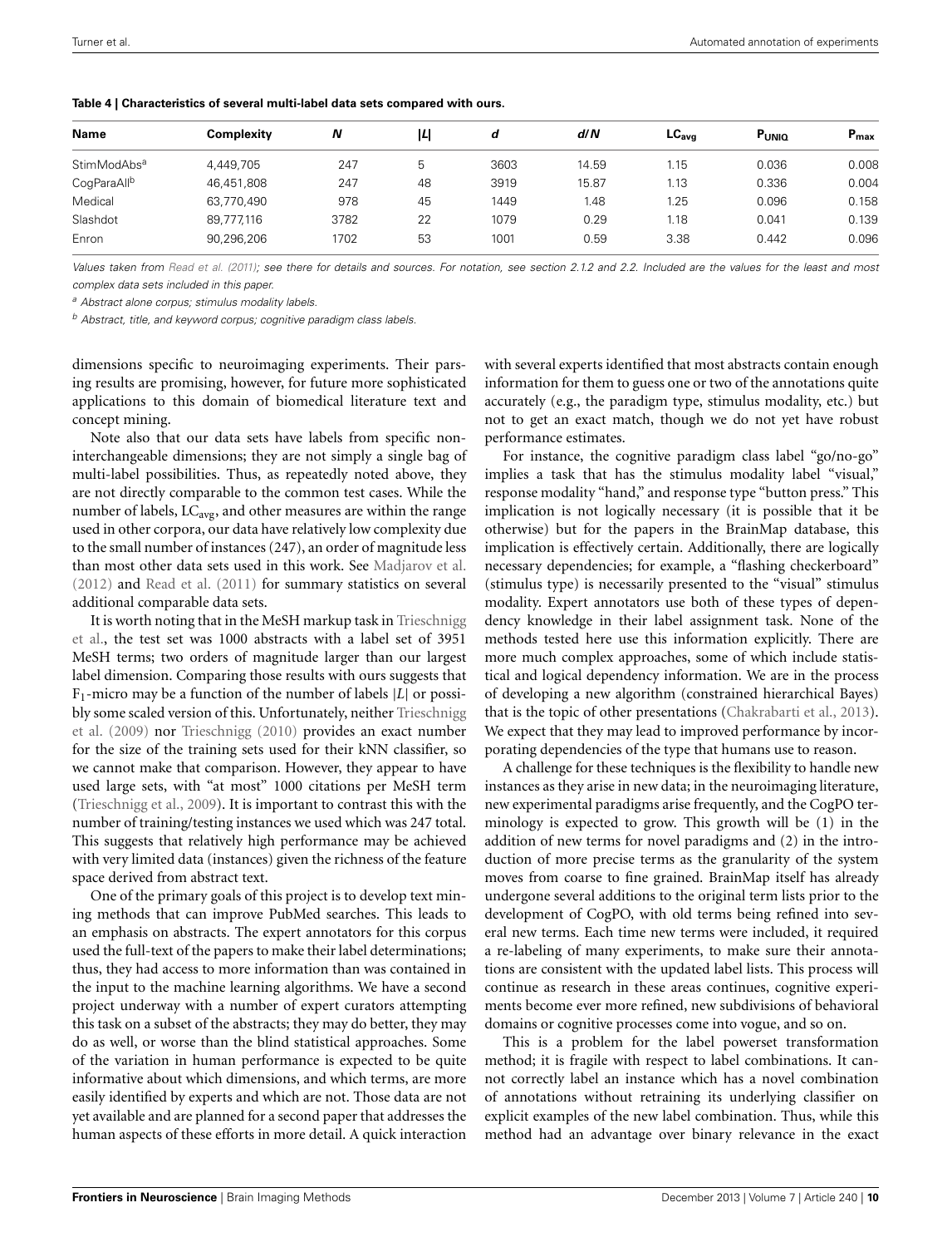**Table 4 | Characteristics of several multi-label data sets compared with ours.**

| Name | Complexity | $N$ | $\|L\|$ | $d$ | $d/N$ | $LC_{avg}$ | $P_{UNIQ}$ | $P_{max}$ |
|---|---|---|---|---|---|---|---|---|
| StimModAbs[a] | 4,449,705 | 247 | 5 | 3603 | 14.59 | 1.15 | 0.036 | 0.008 |
| CogParaAll[b] | 46,451,808 | 247 | 48 | 3919 | 15.87 | 1.13 | 0.336 | 0.004 |
| Medical | 63,770,490 | 978 | 45 | 1449 | 1.48 | 1.25 | 0.096 | 0.158 |
| Slashdot | 89,777,116 | 3782 | 22 | 1079 | 0.29 | 1.18 | 0.041 | 0.139 |
| Enron | 90,296,206 | 1702 | 53 | 1001 | 0.59 | 3.38 | 0.442 | 0.096 |

*Values taken from Read et al. (2011); see there for details and sources. For notation, see section 2.1.2 and 2.2. Included are the values for the least and most complex data sets included in this paper.*

[a] *Abstract alone corpus; stimulus modality labels.*

[b] *Abstract, title, and keyword corpus; cognitive paradigm class labels.*

dimensions specific to neuroimaging experiments. Their parsing results are promising, however, for future more sophisticated applications to this domain of biomedical literature text and concept mining.

Note also that our data sets have labels from specific non-interchangeable dimensions; they are not simply a single bag of multi-label possibilities. Thus, as repeatedly noted above, they are not directly comparable to the common test cases. While the number of labels, $LC_{avg}$, and other measures are within the range used in other corpora, our data have relatively low complexity due to the small number of instances (247), an order of magnitude less than most other data sets used in this work. See Madjarov et al. (2012) and Read et al. (2011) for summary statistics on several additional comparable data sets.

It is worth noting that in the MeSH markup task in Trieschnigg et al., the test set was 1000 abstracts with a label set of 3951 MeSH terms; two orders of magnitude larger than our largest label dimension. Comparing those results with ours suggests that $F_1$-micro may be a function of the number of labels $|L|$ or possibly some scaled version of this. Unfortunately, neither Trieschnigg et al. (2009) nor Trieschnigg (2010) provides an exact number for the size of the training sets used for their kNN classifier, so we cannot make that comparison. However, they appear to have used large sets, with "at most" 1000 citations per MeSH term (Trieschnigg et al., 2009). It is important to contrast this with the number of training/testing instances we used which was 247 total. This suggests that relatively high performance may be achieved with very limited data (instances) given the richness of the feature space derived from abstract text.

One of the primary goals of this project is to develop text mining methods that can improve PubMed searches. This leads to an emphasis on abstracts. The expert annotators for this corpus used the full-text of the papers to make their label determinations; thus, they had access to more information than was contained in the input to the machine learning algorithms. We have a second project underway with a number of expert curators attempting this task on a subset of the abstracts; they may do better, they may do as well, or worse than the blind statistical approaches. Some of the variation in human performance is expected to be quite informative about which dimensions, and which terms, are more easily identified by experts and which are not. Those data are not yet available and are planned for a second paper that addresses the human aspects of these efforts in more detail. A quick interaction with several experts identified that most abstracts contain enough information for them to guess one or two of the annotations quite accurately (e.g., the paradigm type, stimulus modality, etc.) but not to get an exact match, though we do not yet have robust performance estimates.

For instance, the cognitive paradigm class label "go/no-go" implies a task that has the stimulus modality label "visual," response modality "hand," and response type "button press." This implication is not logically necessary (it is possible that it be otherwise) but for the papers in the BrainMap database, this implication is effectively certain. Additionally, there are logically necessary dependencies; for example, a "flashing checkerboard" (stimulus type) is necessarily presented to the "visual" stimulus modality. Expert annotators use both of these types of dependency knowledge in their label assignment task. None of the methods tested here use this information explicitly. There are more much complex approaches, some of which include statistical and logical dependency information. We are in the process of developing a new algorithm (constrained hierarchical Bayes) that is the topic of other presentations (Chakrabarti et al., 2013). We expect that they may lead to improved performance by incorporating dependencies of the type that humans use to reason.

A challenge for these techniques is the flexibility to handle new instances as they arise in new data; in the neuroimaging literature, new experimental paradigms arise frequently, and the CogPO terminology is expected to grow. This growth will be (1) in the addition of new terms for novel paradigms and (2) in the introduction of more precise terms as the granularity of the system moves from coarse to fine grained. BrainMap itself has already undergone several additions to the original term lists prior to the development of CogPO, with old terms being refined into several new terms. Each time new terms were included, it required a re-labeling of many experiments, to make sure their annotations are consistent with the updated label lists. This process will continue as research in these areas continues, cognitive experiments become ever more refined, new subdivisions of behavioral domains or cognitive processes come into vogue, and so on.

This is a problem for the label powerset transformation method; it is fragile with respect to label combinations. It cannot correctly label an instance which has a novel combination of annotations without retraining its underlying classifier on explicit examples of the new label combination. Thus, while this method had an advantage over binary relevance in the exact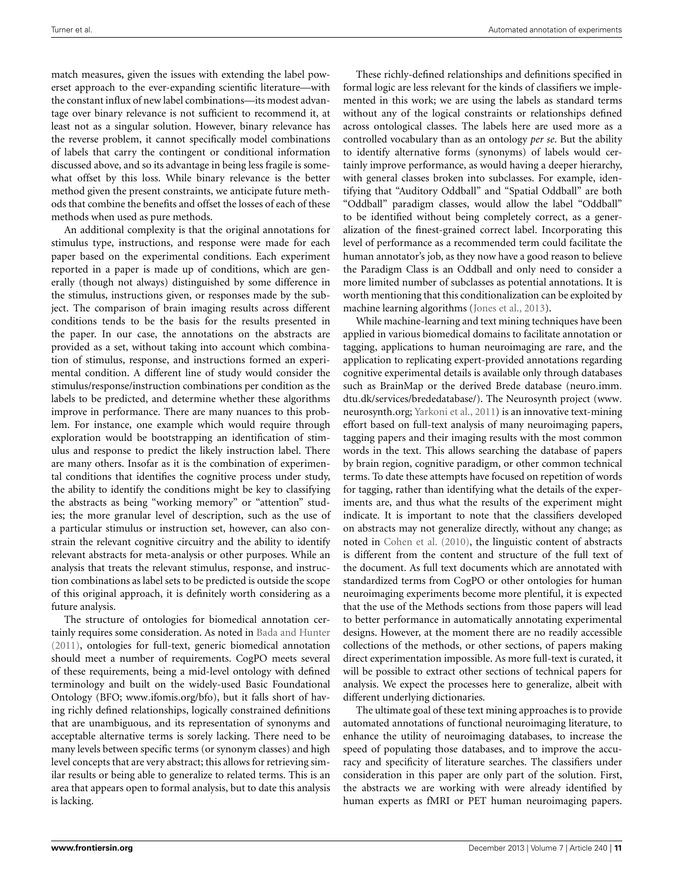match measures, given the issues with extending the label powerset approach to the ever-expanding scientific literature—with the constant influx of new label combinations—its modest advantage over binary relevance is not sufficient to recommend it, at least not as a singular solution. However, binary relevance has the reverse problem, it cannot specifically model combinations of labels that carry the contingent or conditional information discussed above, and so its advantage in being less fragile is somewhat offset by this loss. While binary relevance is the better method given the present constraints, we anticipate future methods that combine the benefits and offset the losses of each of these methods when used as pure methods.

An additional complexity is that the original annotations for stimulus type, instructions, and response were made for each paper based on the experimental conditions. Each experiment reported in a paper is made up of conditions, which are generally (though not always) distinguished by some difference in the stimulus, instructions given, or responses made by the subject. The comparison of brain imaging results across different conditions tends to be the basis for the results presented in the paper. In our case, the annotations on the abstracts are provided as a set, without taking into account which combination of stimulus, response, and instructions formed an experimental condition. A different line of study would consider the stimulus/response/instruction combinations per condition as the labels to be predicted, and determine whether these algorithms improve in performance. There are many nuances to this problem. For instance, one example which would require through exploration would be bootstrapping an identification of stimulus and response to predict the likely instruction label. There are many others. Insofar as it is the combination of experimental conditions that identifies the cognitive process under study, the ability to identify the conditions might be key to classifying the abstracts as being "working memory" or "attention" studies; the more granular level of description, such as the use of a particular stimulus or instruction set, however, can also constrain the relevant cognitive circuitry and the ability to identify relevant abstracts for meta-analysis or other purposes. While an analysis that treats the relevant stimulus, response, and instruction combinations as label sets to be predicted is outside the scope of this original approach, it is definitely worth considering as a future analysis.

The structure of ontologies for biomedical annotation certainly requires some consideration. As noted in Bada and Hunter (2011), ontologies for full-text, generic biomedical annotation should meet a number of requirements. CogPO meets several of these requirements, being a mid-level ontology with defined terminology and built on the widely-used Basic Foundational Ontology (BFO; www.ifomis.org/bfo), but it falls short of having richly defined relationships, logically constrained definitions that are unambiguous, and its representation of synonyms and acceptable alternative terms is sorely lacking. There need to be many levels between specific terms (or synonym classes) and high level concepts that are very abstract; this allows for retrieving similar results or being able to generalize to related terms. This is an area that appears open to formal analysis, but to date this analysis is lacking.

These richly-defined relationships and definitions specified in formal logic are less relevant for the kinds of classifiers we implemented in this work; we are using the labels as standard terms without any of the logical constraints or relationships defined across ontological classes. The labels here are used more as a controlled vocabulary than as an ontology *per se*. But the ability to identify alternative forms (synonyms) of labels would certainly improve performance, as would having a deeper hierarchy, with general classes broken into subclasses. For example, identifying that "Auditory Oddball" and "Spatial Oddball" are both "Oddball" paradigm classes, would allow the label "Oddball" to be identified without being completely correct, as a generalization of the finest-grained correct label. Incorporating this level of performance as a recommended term could facilitate the human annotator's job, as they now have a good reason to believe the Paradigm Class is an Oddball and only need to consider a more limited number of subclasses as potential annotations. It is worth mentioning that this conditionalization can be exploited by machine learning algorithms (Jones et al., 2013).

While machine-learning and text mining techniques have been applied in various biomedical domains to facilitate annotation or tagging, applications to human neuroimaging are rare, and the application to replicating expert-provided annotations regarding cognitive experimental details is available only through databases such as BrainMap or the derived Brede database (neuro.imm.dtu.dk/services/brededatabase/). The Neurosynth project (www.neurosynth.org; Yarkoni et al., 2011) is an innovative text-mining effort based on full-text analysis of many neuroimaging papers, tagging papers and their imaging results with the most common words in the text. This allows searching the database of papers by brain region, cognitive paradigm, or other common technical terms. To date these attempts have focused on repetition of words for tagging, rather than identifying what the details of the experiments are, and thus what the results of the experiment might indicate. It is important to note that the classifiers developed on abstracts may not generalize directly, without any change; as noted in Cohen et al. (2010), the linguistic content of abstracts is different from the content and structure of the full text of the document. As full text documents which are annotated with standardized terms from CogPO or other ontologies for human neuroimaging experiments become more plentiful, it is expected that the use of the Methods sections from those papers will lead to better performance in automatically annotating experimental designs. However, at the moment there are no readily accessible collections of the methods, or other sections, of papers making direct experimentation impossible. As more full-text is curated, it will be possible to extract other sections of technical papers for analysis. We expect the processes here to generalize, albeit with different underlying dictionaries.

The ultimate goal of these text mining approaches is to provide automated annotations of functional neuroimaging literature, to enhance the utility of neuroimaging databases, to increase the speed of populating those databases, and to improve the accuracy and specificity of literature searches. The classifiers under consideration in this paper are only part of the solution. First, the abstracts we are working with were already identified by human experts as fMRI or PET human neuroimaging papers.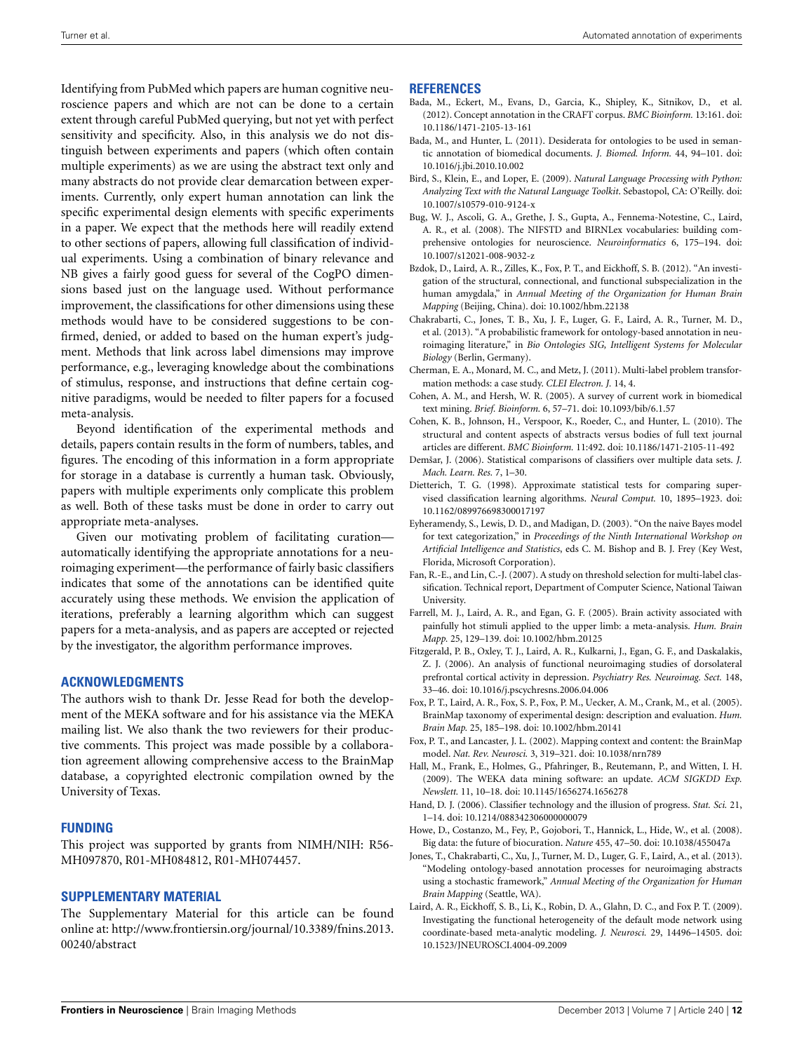Identifying from PubMed which papers are human cognitive neuroscience papers and which are not can be done to a certain extent through careful PubMed querying, but not yet with perfect sensitivity and specificity. Also, in this analysis we do not distinguish between experiments and papers (which often contain multiple experiments) as we are using the abstract text only and many abstracts do not provide clear demarcation between experiments. Currently, only expert human annotation can link the specific experimental design elements with specific experiments in a paper. We expect that the methods here will readily extend to other sections of papers, allowing full classification of individual experiments. Using a combination of binary relevance and NB gives a fairly good guess for several of the CogPO dimensions based just on the language used. Without performance improvement, the classifications for other dimensions using these methods would have to be considered suggestions to be confirmed, denied, or added to based on the human expert's judgment. Methods that link across label dimensions may improve performance, e.g., leveraging knowledge about the combinations of stimulus, response, and instructions that define certain cognitive paradigms, would be needed to filter papers for a focused meta-analysis.

Beyond identification of the experimental methods and details, papers contain results in the form of numbers, tables, and figures. The encoding of this information in a form appropriate for storage in a database is currently a human task. Obviously, papers with multiple experiments only complicate this problem as well. Both of these tasks must be done in order to carry out appropriate meta-analyses.

Given our motivating problem of facilitating curation—automatically identifying the appropriate annotations for a neuroimaging experiment—the performance of fairly basic classifiers indicates that some of the annotations can be identified quite accurately using these methods. We envision the application of iterations, preferably a learning algorithm which can suggest papers for a meta-analysis, and as papers are accepted or rejected by the investigator, the algorithm performance improves.

## ACKNOWLEDGMENTS

The authors wish to thank Dr. Jesse Read for both the development of the MEKA software and for his assistance via the MEKA mailing list. We also thank the two reviewers for their productive comments. This project was made possible by a collaboration agreement allowing comprehensive access to the BrainMap database, a copyrighted electronic compilation owned by the University of Texas.

## FUNDING

This project was supported by grants from NIMH/NIH: R56-MH097870, R01-MH084812, R01-MH074457.

## SUPPLEMENTARY MATERIAL

The Supplementary Material for this article can be found online at: http://www.frontiersin.org/journal/10.3389/fnins.2013.00240/abstract

## REFERENCES

Bada, M., Eckert, M., Evans, D., Garcia, K., Shipley, K., Sitnikov, D., et al. (2012). Concept annotation in the CRAFT corpus. *BMC Bioinform.* 13:161. doi: 10.1186/1471-2105-13-161

Bada, M., and Hunter, L. (2011). Desiderata for ontologies to be used in semantic annotation of biomedical documents. *J. Biomed. Inform.* 44, 94–101. doi: 10.1016/j.jbi.2010.10.002

Bird, S., Klein, E., and Loper, E. (2009). *Natural Language Processing with Python: Analyzing Text with the Natural Language Toolkit*. Sebastopol, CA: O'Reilly. doi: 10.1007/s10579-010-9124-x

Bug, W. J., Ascoli, G. A., Grethe, J. S., Gupta, A., Fennema-Notestine, C., Laird, A. R., et al. (2008). The NIFSTD and BIRNLex vocabularies: building comprehensive ontologies for neuroscience. *Neuroinformatics* 6, 175–194. doi: 10.1007/s12021-008-9032-z

Bzdok, D., Laird, A. R., Zilles, K., Fox, P. T., and Eickhoff, S. B. (2012). "An investigation of the structural, connectional, and functional subspecialization in the human amygdala," in *Annual Meeting of the Organization for Human Brain Mapping* (Beijing, China). doi: 10.1002/hbm.22138

Chakrabarti, C., Jones, T. B., Xu, J. F., Luger, G. F., Laird, A. R., Turner, M. D., et al. (2013). "A probabilistic framework for ontology-based annotation in neuroimaging literature," in *Bio Ontologies SIG, Intelligent Systems for Molecular Biology* (Berlin, Germany).

Cherman, E. A., Monard, M. C., and Metz, J. (2011). Multi-label problem transformation methods: a case study. *CLEI Electron. J.* 14, 4.

Cohen, A. M., and Hersh, W. R. (2005). A survey of current work in biomedical text mining. *Brief. Bioinform.* 6, 57–71. doi: 10.1093/bib/6.1.57

Cohen, K. B., Johnson, H., Verspoor, K., Roeder, C., and Hunter, L. (2010). The structural and content aspects of abstracts versus bodies of full text journal articles are different. *BMC Bioinform.* 11:492. doi: 10.1186/1471-2105-11-492

Demšar, J. (2006). Statistical comparisons of classifiers over multiple data sets. *J. Mach. Learn. Res.* 7, 1–30.

Dietterich, T. G. (1998). Approximate statistical tests for comparing supervised classification learning algorithms. *Neural Comput.* 10, 1895–1923. doi: 10.1162/089976698300017197

Eyheramendy, S., Lewis, D. D., and Madigan, D. (2003). "On the naive Bayes model for text categorization," in *Proceedings of the Ninth International Workshop on Artificial Intelligence and Statistics*, eds C. M. Bishop and B. J. Frey (Key West, Florida, Microsoft Corporation).

Fan, R.-E., and Lin, C.-J. (2007). A study on threshold selection for multi-label classification. Technical report, Department of Computer Science, National Taiwan University.

Farrell, M. J., Laird, A. R., and Egan, G. F. (2005). Brain activity associated with painfully hot stimuli applied to the upper limb: a meta-analysis. *Hum. Brain Mapp.* 25, 129–139. doi: 10.1002/hbm.20125

Fitzgerald, P. B., Oxley, T. J., Laird, A. R., Kulkarni, J., Egan, G. F., and Daskalakis, Z. J. (2006). An analysis of functional neuroimaging studies of dorsolateral prefrontal cortical activity in depression. *Psychiatry Res. Neuroimag. Sect.* 148, 33–46. doi: 10.1016/j.pscychresns.2006.04.006

Fox, P. T., Laird, A. R., Fox, S. P., Fox, P. M., Uecker, A. M., Crank, M., et al. (2005). BrainMap taxonomy of experimental design: description and evaluation. *Hum. Brain Map.* 25, 185–198. doi: 10.1002/hbm.20141

Fox, P. T., and Lancaster, J. L. (2002). Mapping context and content: the BrainMap model. *Nat. Rev. Neurosci.* 3, 319–321. doi: 10.1038/nrn789

Hall, M., Frank, E., Holmes, G., Pfahringer, B., Reutemann, P., and Witten, I. H. (2009). The WEKA data mining software: an update. *ACM SIGKDD Exp. Newslett.* 11, 10–18. doi: 10.1145/1656274.1656278

Hand, D. J. (2006). Classifier technology and the illusion of progress. *Stat. Sci.* 21, 1–14. doi: 10.1214/088342306000000079

Howe, D., Costanzo, M., Fey, P., Gojobori, T., Hannick, L., Hide, W., et al. (2008). Big data: the future of biocuration. *Nature* 455, 47–50. doi: 10.1038/455047a

Jones, T., Chakrabarti, C., Xu, J., Turner, M. D., Luger, G. F., Laird, A., et al. (2013). "Modeling ontology-based annotation processes for neuroimaging abstracts using a stochastic framework," *Annual Meeting of the Organization for Human Brain Mapping* (Seattle, WA).

Laird, A. R., Eickhoff, S. B., Li, K., Robin, D. A., Glahn, D. C., and Fox P. T. (2009). Investigating the functional heterogeneity of the default mode network using coordinate-based meta-analytic modeling. *J. Neurosci.* 29, 14496–14505. doi: 10.1523/JNEUROSCI.4004-09.2009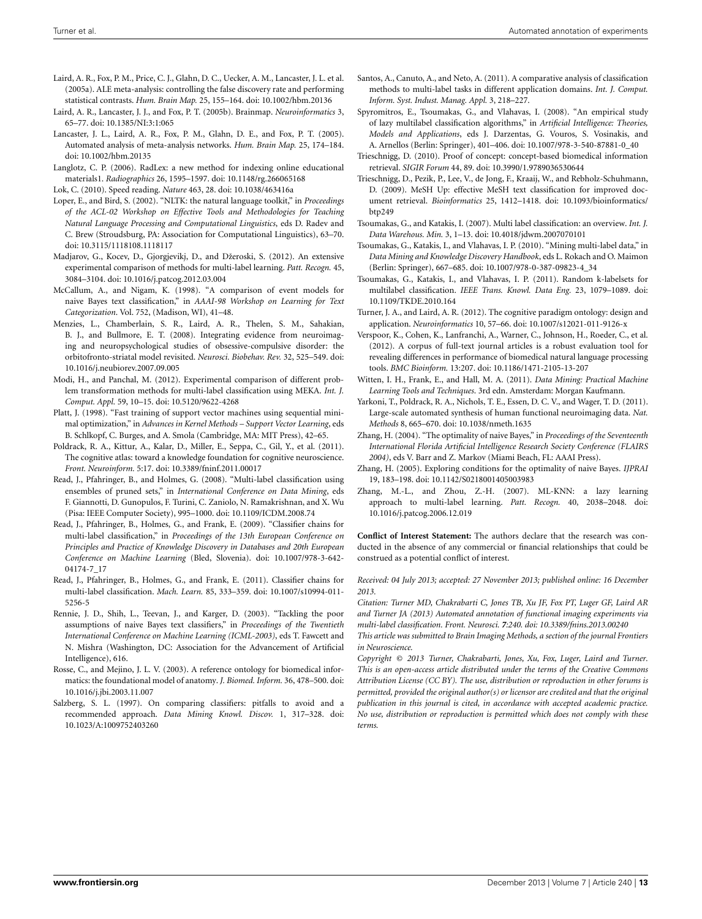Laird, A. R., Fox, P. M., Price, C. J., Glahn, D. C., Uecker, A. M., Lancaster, J. L. et al. (2005a). ALE meta-analysis: controlling the false discovery rate and performing statistical contrasts. *Hum. Brain Map.* 25, 155–164. doi: 10.1002/hbm.20136

Laird, A. R., Lancaster, J. J., and Fox, P. T. (2005b). Brainmap. *Neuroinformatics* 3, 65–77. doi: 10.1385/NI:3:1:065

Lancaster, J. L., Laird, A. R., Fox, P. M., Glahn, D. E., and Fox, P. T. (2005). Automated analysis of meta-analysis networks. *Hum. Brain Map.* 25, 174–184. doi: 10.1002/hbm.20135

Langlotz, C. P. (2006). RadLex: a new method for indexing online educational materials1. *Radiographics* 26, 1595–1597. doi: 10.1148/rg.266065168

Lok, C. (2010). Speed reading. *Nature* 463, 28. doi: 10.1038/463416a

Loper, E., and Bird, S. (2002). "NLTK: the natural language toolkit," in *Proceedings of the ACL-02 Workshop on Effective Tools and Methodologies for Teaching Natural Language Processing and Computational Linguistics*, eds D. Radev and C. Brew (Stroudsburg, PA: Association for Computational Linguistics), 63–70. doi: 10.3115/1118108.1118117

Madjarov, G., Kocev, D., Gjorgjevikj, D., and Džeroski, S. (2012). An extensive experimental comparison of methods for multi-label learning. *Patt. Recogn.* 45, 3084–3104. doi: 10.1016/j.patcog.2012.03.004

McCallum, A., and Nigam, K. (1998). "A comparison of event models for naive Bayes text classification," in *AAAI-98 Workshop on Learning for Text Categorization*. Vol. 752, (Madison, WI), 41–48.

Menzies, L., Chamberlain, S. R., Laird, A. R., Thelen, S. M., Sahakian, B. J., and Bullmore, E. T. (2008). Integrating evidence from neuroimaging and neuropsychological studies of obsessive-compulsive disorder: the orbitofronto-striatal model revisited. *Neurosci. Biobehav. Rev.* 32, 525–549. doi: 10.1016/j.neubiorev.2007.09.005

Modi, H., and Panchal, M. (2012). Experimental comparison of different problem transformation methods for multi-label classification using MEKA. *Int. J. Comput. Appl.* 59, 10–15. doi: 10.5120/9622-4268

Platt, J. (1998). "Fast training of support vector machines using sequential minimal optimization," in *Advances in Kernel Methods – Support Vector Learning*, eds B. Schlkopf, C. Burges, and A. Smola (Cambridge, MA: MIT Press), 42–65.

Poldrack, R. A., Kittur, A., Kalar, D., Miller, E., Seppa, C., Gil, Y., et al. (2011). The cognitive atlas: toward a knowledge foundation for cognitive neuroscience. *Front. Neuroinform.* 5:17. doi: 10.3389/fninf.2011.00017

Read, J., Pfahringer, B., and Holmes, G. (2008). "Multi-label classification using ensembles of pruned sets," in *International Conference on Data Mining*, eds F. Giannotti, D. Gunopulos, F. Turini, C. Zaniolo, N. Ramakrishnan, and X. Wu (Pisa: IEEE Computer Society), 995–1000. doi: 10.1109/ICDM.2008.74

Read, J., Pfahringer, B., Holmes, G., and Frank, E. (2009). "Classifier chains for multi-label classification," in *Proceedings of the 13th European Conference on Principles and Practice of Knowledge Discovery in Databases and 20th European Conference on Machine Learning* (Bled, Slovenia). doi: 10.1007/978-3-642-04174-7_17

Read, J., Pfahringer, B., Holmes, G., and Frank, E. (2011). Classifier chains for multi-label classification. *Mach. Learn.* 85, 333–359. doi: 10.1007/s10994-011-5256-5

Rennie, J. D., Shih, L., Teevan, J., and Karger, D. (2003). "Tackling the poor assumptions of naive Bayes text classifiers," in *Proceedings of the Twentieth International Conference on Machine Learning (ICML-2003)*, eds T. Fawcett and N. Mishra (Washington, DC: Association for the Advancement of Artificial Intelligence), 616.

Rosse, C., and Mejino, J. L. V. (2003). A reference ontology for biomedical informatics: the foundational model of anatomy. *J. Biomed. Inform.* 36, 478–500. doi: 10.1016/j.jbi.2003.11.007

Salzberg, S. L. (1997). On comparing classifiers: pitfalls to avoid and a recommended approach. *Data Mining Knowl. Discov.* 1, 317–328. doi: 10.1023/A:1009752403260

Santos, A., Canuto, A., and Neto, A. (2011). A comparative analysis of classification methods to multi-label tasks in different application domains. *Int. J. Comput. Inform. Syst. Indust. Manag. Appl.* 3, 218–227.

Spyromitros, E., Tsoumakas, G., and Vlahavas, I. (2008). "An empirical study of lazy multilabel classification algorithms," in *Artificial Intelligence: Theories, Models and Applications*, eds J. Darzentas, G. Vouros, S. Vosinakis, and A. Arnellos (Berlin: Springer), 401–406. doi: 10.1007/978-3-540-87881-0_40

Trieschnigg, D. (2010). Proof of concept: concept-based biomedical information retrieval. *SIGIR Forum* 44, 89. doi: 10.3990/1.9789036530644

Trieschnigg, D., Pezik, P., Lee, V., de Jong, F., Kraaij, W., and Rebholz-Schuhmann, D. (2009). MeSH Up: effective MeSH text classification for improved document retrieval. *Bioinformatics* 25, 1412–1418. doi: 10.1093/bioinformatics/btp249

Tsoumakas, G., and Katakis, I. (2007). Multi label classification: an overview. *Int. J. Data Warehous. Min.* 3, 1–13. doi: 10.4018/jdwm.2007070101

Tsoumakas, G., Katakis, I., and Vlahavas, I. P. (2010). "Mining multi-label data," in *Data Mining and Knowledge Discovery Handbook*, eds L. Rokach and O. Maimon (Berlin: Springer), 667–685. doi: 10.1007/978-0-387-09823-4_34

Tsoumakas, G., Katakis, I., and Vlahavas, I. P. (2011). Random k-labelsets for multilabel classification. *IEEE Trans. Knowl. Data Eng.* 23, 1079–1089. doi: 10.1109/TKDE.2010.164

Turner, J. A., and Laird, A. R. (2012). The cognitive paradigm ontology: design and application. *Neuroinformatics* 10, 57–66. doi: 10.1007/s12021-011-9126-x

Verspoor, K., Cohen, K., Lanfranchi, A., Warner, C., Johnson, H., Roeder, C., et al. (2012). A corpus of full-text journal articles is a robust evaluation tool for revealing differences in performance of biomedical natural language processing tools. *BMC Bioinform.* 13:207. doi: 10.1186/1471-2105-13-207

Witten, I. H., Frank, E., and Hall, M. A. (2011). *Data Mining: Practical Machine Learning Tools and Techniques*. 3rd edn. Amsterdam: Morgan Kaufmann.

Yarkoni, T., Poldrack, R. A., Nichols, T. E., Essen, D. C. V., and Wager, T. D. (2011). Large-scale automated synthesis of human functional neuroimaging data. *Nat. Methods* 8, 665–670. doi: 10.1038/nmeth.1635

Zhang, H. (2004). "The optimality of naive Bayes," in *Proceedings of the Seventeenth International Florida Artificial Intelligence Research Society Conference (FLAIRS 2004)*, eds V. Barr and Z. Markov (Miami Beach, FL: AAAI Press).

Zhang, H. (2005). Exploring conditions for the optimality of naive Bayes. *IJPRAI* 19, 183–198. doi: 10.1142/S0218001405003983

Zhang, M.-L., and Zhou, Z.-H. (2007). ML-KNN: a lazy learning approach to multi-label learning. *Patt. Recogn.* 40, 2038–2048. doi: 10.1016/j.patcog.2006.12.019

**Conflict of Interest Statement:** The authors declare that the research was conducted in the absence of any commercial or financial relationships that could be construed as a potential conflict of interest.

*Received: 04 July 2013; accepted: 27 November 2013; published online: 16 December 2013.*

*Citation: Turner MD, Chakrabarti C, Jones TB, Xu JF, Fox PT, Luger GF, Laird AR and Turner JA (2013) Automated annotation of functional imaging experiments via multi-label classification. Front. Neurosci.* ***7****:240. doi: 10.3389/fnins.2013.00240*

*This article was submitted to Brain Imaging Methods, a section of the journal Frontiers in Neuroscience.*

*Copyright © 2013 Turner, Chakrabarti, Jones, Xu, Fox, Luger, Laird and Turner. This is an open-access article distributed under the terms of the Creative Commons Attribution License (CC BY). The use, distribution or reproduction in other forums is permitted, provided the original author(s) or licensor are credited and that the original publication in this journal is cited, in accordance with accepted academic practice. No use, distribution or reproduction is permitted which does not comply with these terms.*